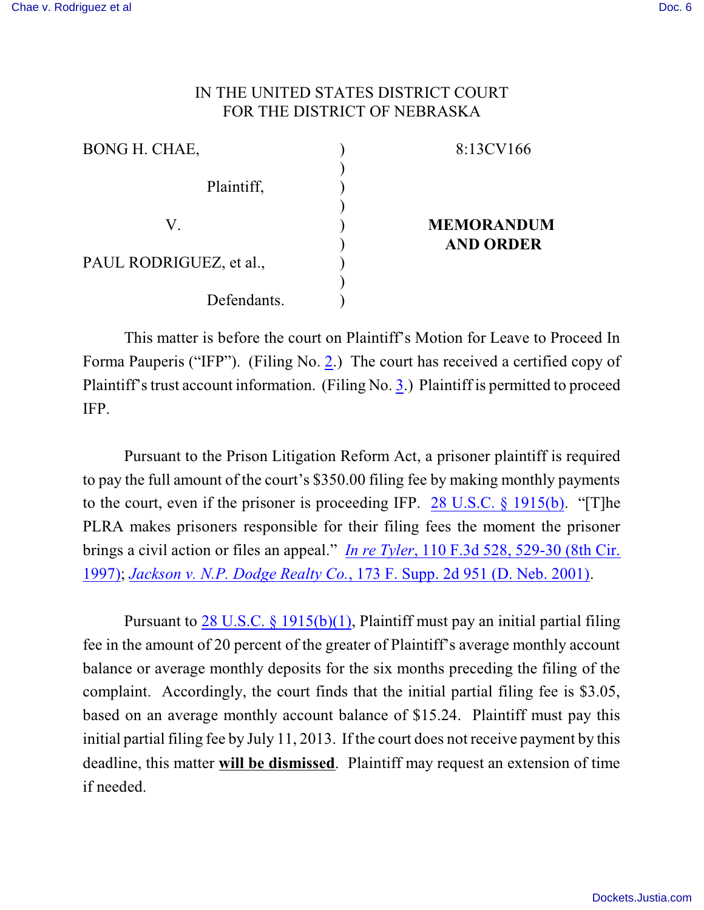IN THE UNITED STATES DISTRICT COURT
FOR THE DISTRICT OF NEBRASKA

| | | |
|---|---|---|
| BONG H. CHAE, | ) | 8:13CV166 |
| | ) | |
| Plaintiff, | ) | |
| | ) | |
| V. | ) | **MEMORANDUM AND ORDER** |
| | ) | |
| PAUL RODRIGUEZ, et al., | ) | |
| | ) | |
| Defendants. | ) | |

This matter is before the court on Plaintiff's Motion for Leave to Proceed In Forma Pauperis ("IFP"). (Filing No. 2.) The court has received a certified copy of Plaintiff's trust account information. (Filing No. 3.) Plaintiff is permitted to proceed IFP.

Pursuant to the Prison Litigation Reform Act, a prisoner plaintiff is required to pay the full amount of the court's $350.00 filing fee by making monthly payments to the court, even if the prisoner is proceeding IFP. 28 U.S.C. § 1915(b). "[T]he PLRA makes prisoners responsible for their filing fees the moment the prisoner brings a civil action or files an appeal." *In re Tyler*, 110 F.3d 528, 529-30 (8th Cir. 1997); *Jackson v. N.P. Dodge Realty Co.*, 173 F. Supp. 2d 951 (D. Neb. 2001).

Pursuant to 28 U.S.C. § 1915(b)(1), Plaintiff must pay an initial partial filing fee in the amount of 20 percent of the greater of Plaintiff's average monthly account balance or average monthly deposits for the six months preceding the filing of the complaint. Accordingly, the court finds that the initial partial filing fee is $3.05, based on an average monthly account balance of $15.24. Plaintiff must pay this initial partial filing fee by July 11, 2013. If the court does not receive payment by this deadline, this matter **will be dismissed**. Plaintiff may request an extension of time if needed.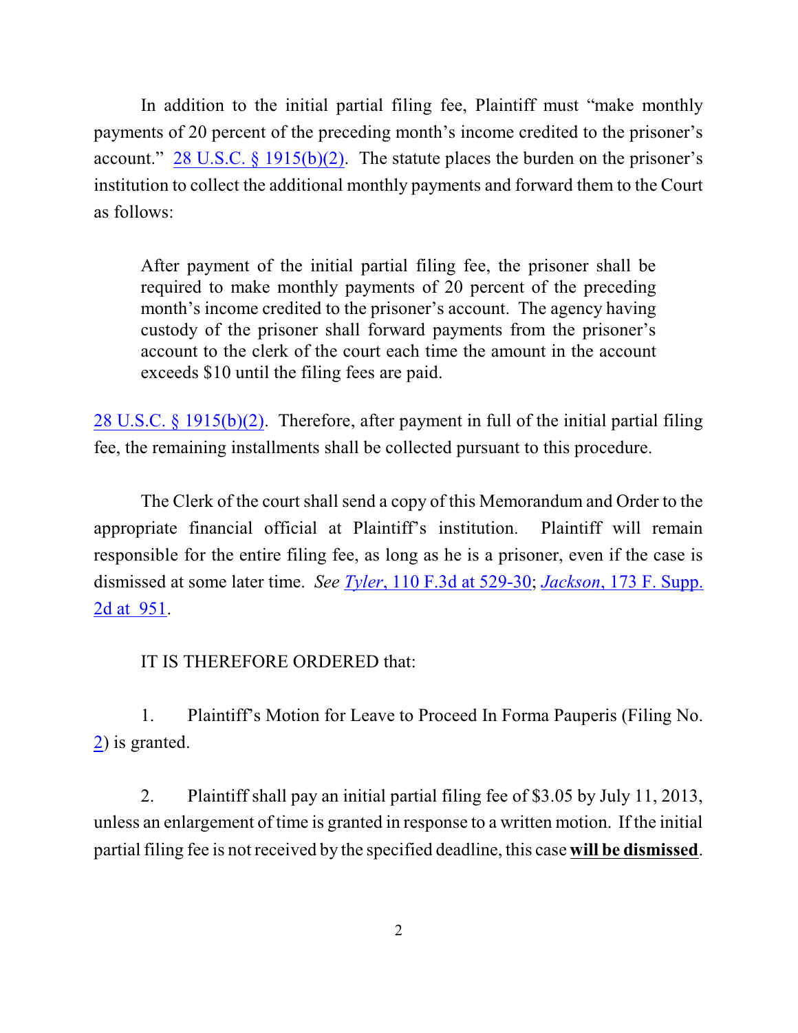In addition to the initial partial filing fee, Plaintiff must "make monthly payments of 20 percent of the preceding month's income credited to the prisoner's account." 28 U.S.C. § 1915(b)(2). The statute places the burden on the prisoner's institution to collect the additional monthly payments and forward them to the Court as follows:

> After payment of the initial partial filing fee, the prisoner shall be required to make monthly payments of 20 percent of the preceding month's income credited to the prisoner's account. The agency having custody of the prisoner shall forward payments from the prisoner's account to the clerk of the court each time the amount in the account exceeds $10 until the filing fees are paid.

28 U.S.C. § 1915(b)(2). Therefore, after payment in full of the initial partial filing fee, the remaining installments shall be collected pursuant to this procedure.

The Clerk of the court shall send a copy of this Memorandum and Order to the appropriate financial official at Plaintiff's institution. Plaintiff will remain responsible for the entire filing fee, as long as he is a prisoner, even if the case is dismissed at some later time. *See* *Tyler*, 110 F.3d at 529-30; *Jackson*, 173 F. Supp. 2d at 951.

IT IS THEREFORE ORDERED that:

1. Plaintiff's Motion for Leave to Proceed In Forma Pauperis (Filing No. 2) is granted.

2. Plaintiff shall pay an initial partial filing fee of $3.05 by July 11, 2013, unless an enlargement of time is granted in response to a written motion. If the initial partial filing fee is not received by the specified deadline, this case **will be dismissed**.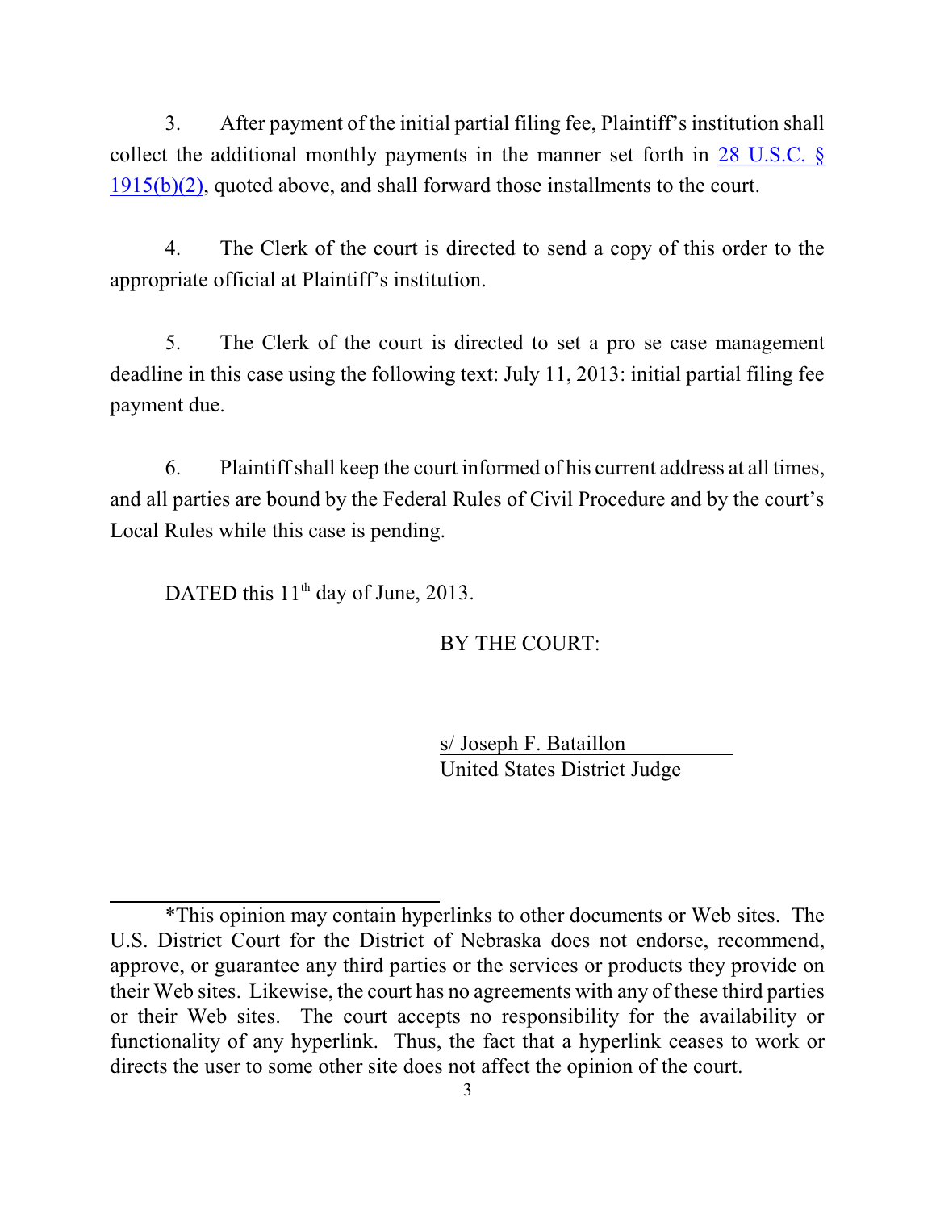3. After payment of the initial partial filing fee, Plaintiff's institution shall collect the additional monthly payments in the manner set forth in 28 U.S.C. § 1915(b)(2), quoted above, and shall forward those installments to the court.

4. The Clerk of the court is directed to send a copy of this order to the appropriate official at Plaintiff's institution.

5. The Clerk of the court is directed to set a pro se case management deadline in this case using the following text: July 11, 2013: initial partial filing fee payment due.

6. Plaintiff shall keep the court informed of his current address at all times, and all parties are bound by the Federal Rules of Civil Procedure and by the court's Local Rules while this case is pending.

DATED this 11th day of June, 2013.

BY THE COURT:

s/ Joseph F. Bataillon
United States District Judge

---

*This opinion may contain hyperlinks to other documents or Web sites. The U.S. District Court for the District of Nebraska does not endorse, recommend, approve, or guarantee any third parties or the services or products they provide on their Web sites. Likewise, the court has no agreements with any of these third parties or their Web sites. The court accepts no responsibility for the availability or functionality of any hyperlink. Thus, the fact that a hyperlink ceases to work or directs the user to some other site does not affect the opinion of the court.